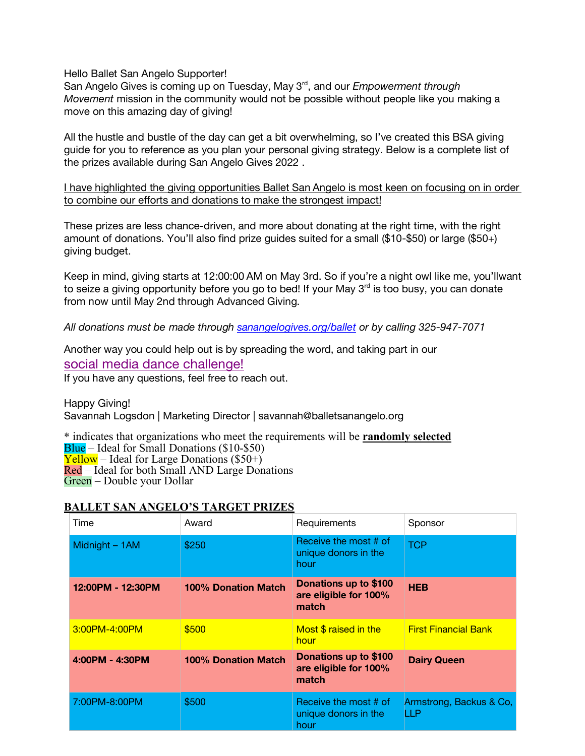Hello Ballet San Angelo Supporter!
San Angelo Gives is coming up on Tuesday, May 3rd, and our *Empowerment through Movement* mission in the community would not be possible without people like you making a move on this amazing day of giving!

All the hustle and bustle of the day can get a bit overwhelming, so I've created this BSA giving guide for you to reference as you plan your personal giving strategy. Below is a complete list of the prizes available during San Angelo Gives 2022 .

<u>I have highlighted the giving opportunities Ballet San Angelo is most keen on focusing on in order to combine our efforts and donations to make the strongest impact!</u>

These prizes are less chance-driven, and more about donating at the right time, with the right amount of donations. You'll also find prize guides suited for a small ($10-$50) or large ($50+) giving budget.

Keep in mind, giving starts at 12:00:00 AM on May 3rd. So if you're a night owl like me, you'llwant to seize a giving opportunity before you go to bed! If your May 3rd is too busy, you can donate from now until May 2nd through Advanced Giving.

*All donations must be made through [sanangelogives.org/ballet](sanangelogives.org/ballet) or by calling 325-947-7071*

Another way you could help out is by spreading the word, and taking part in our
social media dance challenge!
If you have any questions, feel free to reach out.

Happy Giving!
Savannah Logsdon | Marketing Director | savannah@balletsanangelo.org

* indicates that organizations who meet the requirements will be **randomly selected**
Blue – Ideal for Small Donations ($10-$50)
Yellow – Ideal for Large Donations ($50+)
Red – Ideal for both Small AND Large Donations
Green – Double your Dollar

## BALLET SAN ANGELO'S TARGET PRIZES

| Time | Award | Requirements | Sponsor |
|---|---|---|---|
| Midnight – 1AM | $250 | Receive the most # of unique donors in the hour | TCP |
| **12:00PM - 12:30PM** | **100% Donation Match** | **Donations up to $100 are eligible for 100% match** | **HEB** |
| 3:00PM-4:00PM | $500 | Most $ raised in the hour | First Financial Bank |
| **4:00PM - 4:30PM** | **100% Donation Match** | **Donations up to $100 are eligible for 100% match** | **Dairy Queen** |
| 7:00PM-8:00PM | $500 | Receive the most # of unique donors in the hour | Armstrong, Backus & Co, LLP |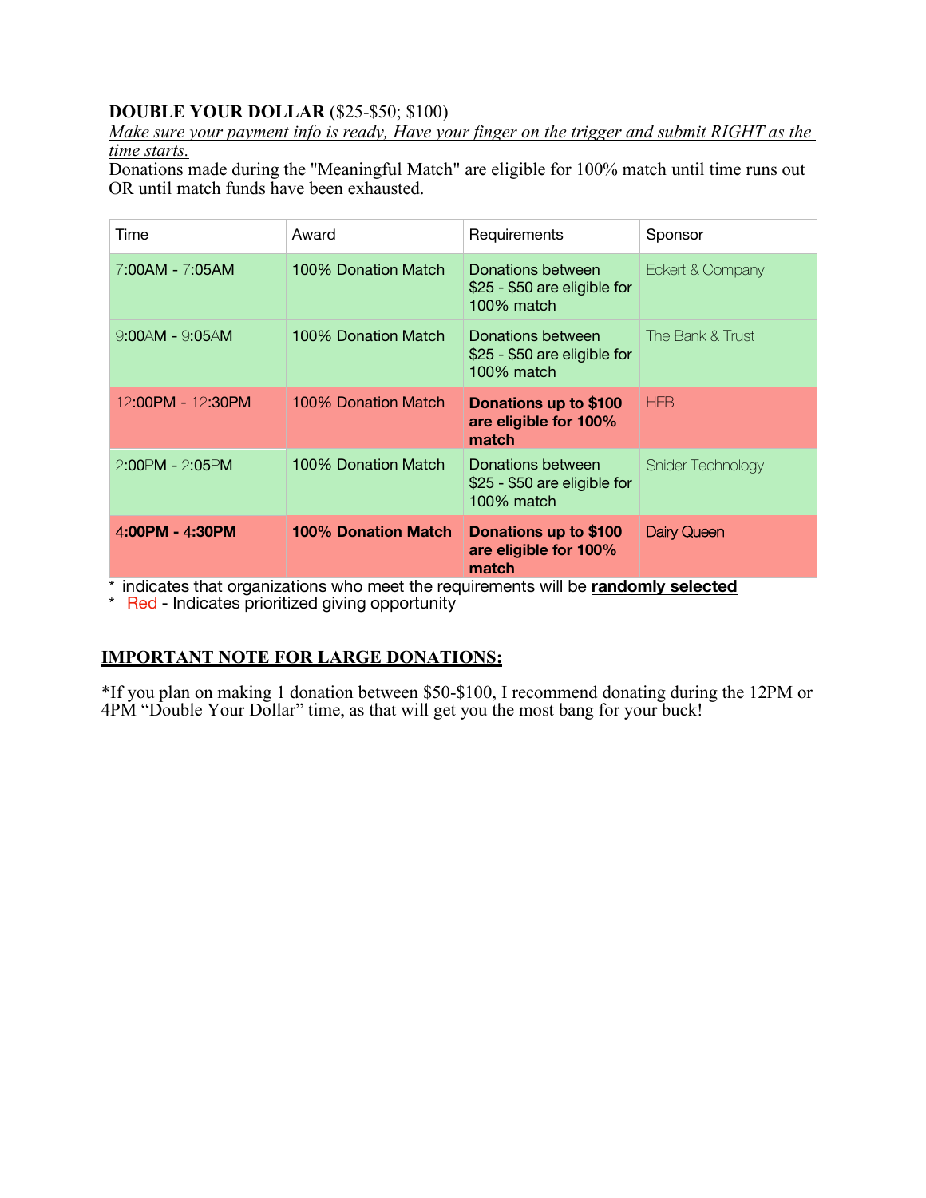**DOUBLE YOUR DOLLAR** ($25-$50; $100)

*Make sure your payment info is ready, Have your finger on the trigger and submit RIGHT as the time starts.*

Donations made during the "Meaningful Match" are eligible for 100% match until time runs out OR until match funds have been exhausted.

| Time | Award | Requirements | Sponsor |
|---|---|---|---|
| 7:00AM - 7:05AM | 100% Donation Match | Donations between $25 - $50 are eligible for 100% match | Eckert & Company |
| 9:00AM - 9:05AM | 100% Donation Match | Donations between $25 - $50 are eligible for 100% match | The Bank & Trust |
| 12:00PM - 12:30PM | 100% Donation Match | **Donations up to $100 are eligible for 100% match** | HEB |
| 2:00PM - 2:05PM | 100% Donation Match | Donations between $25 - $50 are eligible for 100% match | Snider Technology |
| **4:00PM - 4:30PM** | **100% Donation Match** | **Donations up to $100 are eligible for 100% match** | Dairy Queen |

* indicates that organizations who meet the requirements will be **randomly selected**
* Red - Indicates prioritized giving opportunity

## IMPORTANT NOTE FOR LARGE DONATIONS:

*If you plan on making 1 donation between $50-$100, I recommend donating during the 12PM or 4PM "Double Your Dollar" time, as that will get you the most bang for your buck!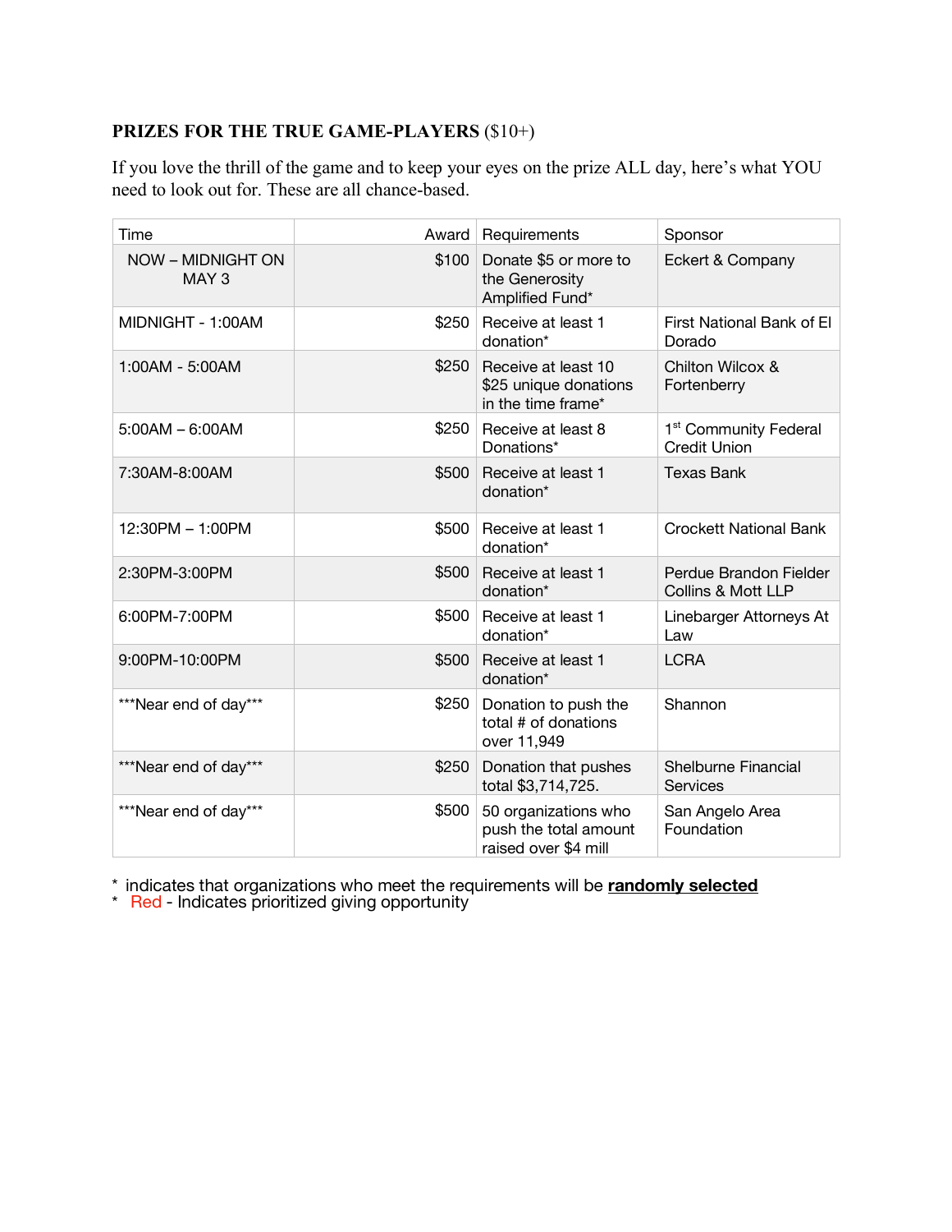**PRIZES FOR THE TRUE GAME-PLAYERS** ($10+)

If you love the thrill of the game and to keep your eyes on the prize ALL day, here's what YOU need to look out for. These are all chance-based.

| Time | Award | Requirements | Sponsor |
|---|---|---|---|
| NOW – MIDNIGHT ON MAY 3 | $100 | Donate $5 or more to the Generosity Amplified Fund* | Eckert & Company |
| MIDNIGHT - 1:00AM | $250 | Receive at least 1 donation* | First National Bank of El Dorado |
| 1:00AM - 5:00AM | $250 | Receive at least 10 $25 unique donations in the time frame* | Chilton Wilcox & Fortenberry |
| 5:00AM – 6:00AM | $250 | Receive at least 8 Donations* | 1st Community Federal Credit Union |
| 7:30AM-8:00AM | $500 | Receive at least 1 donation* | Texas Bank |
| 12:30PM – 1:00PM | $500 | Receive at least 1 donation* | Crockett National Bank |
| 2:30PM-3:00PM | $500 | Receive at least 1 donation* | Perdue Brandon Fielder Collins & Mott LLP |
| 6:00PM-7:00PM | $500 | Receive at least 1 donation* | Linebarger Attorneys At Law |
| 9:00PM-10:00PM | $500 | Receive at least 1 donation* | LCRA |
| ***Near end of day*** | $250 | Donation to push the total # of donations over 11,949 | Shannon |
| ***Near end of day*** | $250 | Donation that pushes total $3,714,725. | Shelburne Financial Services |
| ***Near end of day*** | $500 | 50 organizations who push the total amount raised over $4 mill | San Angelo Area Foundation |

\* indicates that organizations who meet the requirements will be **randomly selected**

\* Red - Indicates prioritized giving opportunity